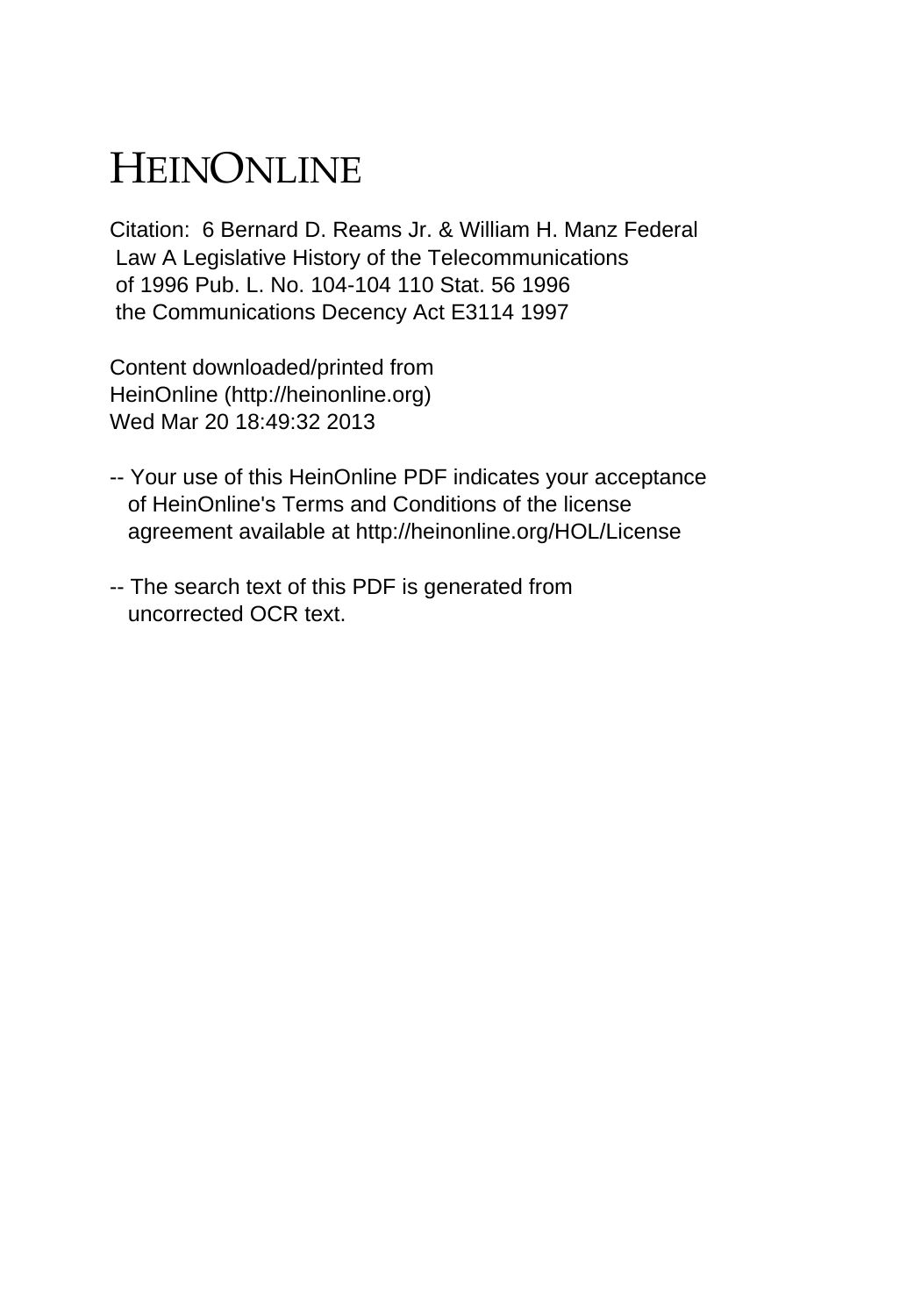# HEINONLINE

Citation: 6 Bernard D. Reams Jr. & William H. Manz Federal Law A Legislative History of the Telecommunications of 1996 Pub. L. No. 104-104 110 Stat. 56 1996 the Communications Decency Act E3114 1997

Content downloaded/printed from HeinOnline (http://heinonline.org)
Wed Mar 20 18:49:32 2013

-- Your use of this HeinOnline PDF indicates your acceptance of HeinOnline's Terms and Conditions of the license agreement available at http://heinonline.org/HOL/License

-- The search text of this PDF is generated from uncorrected OCR text.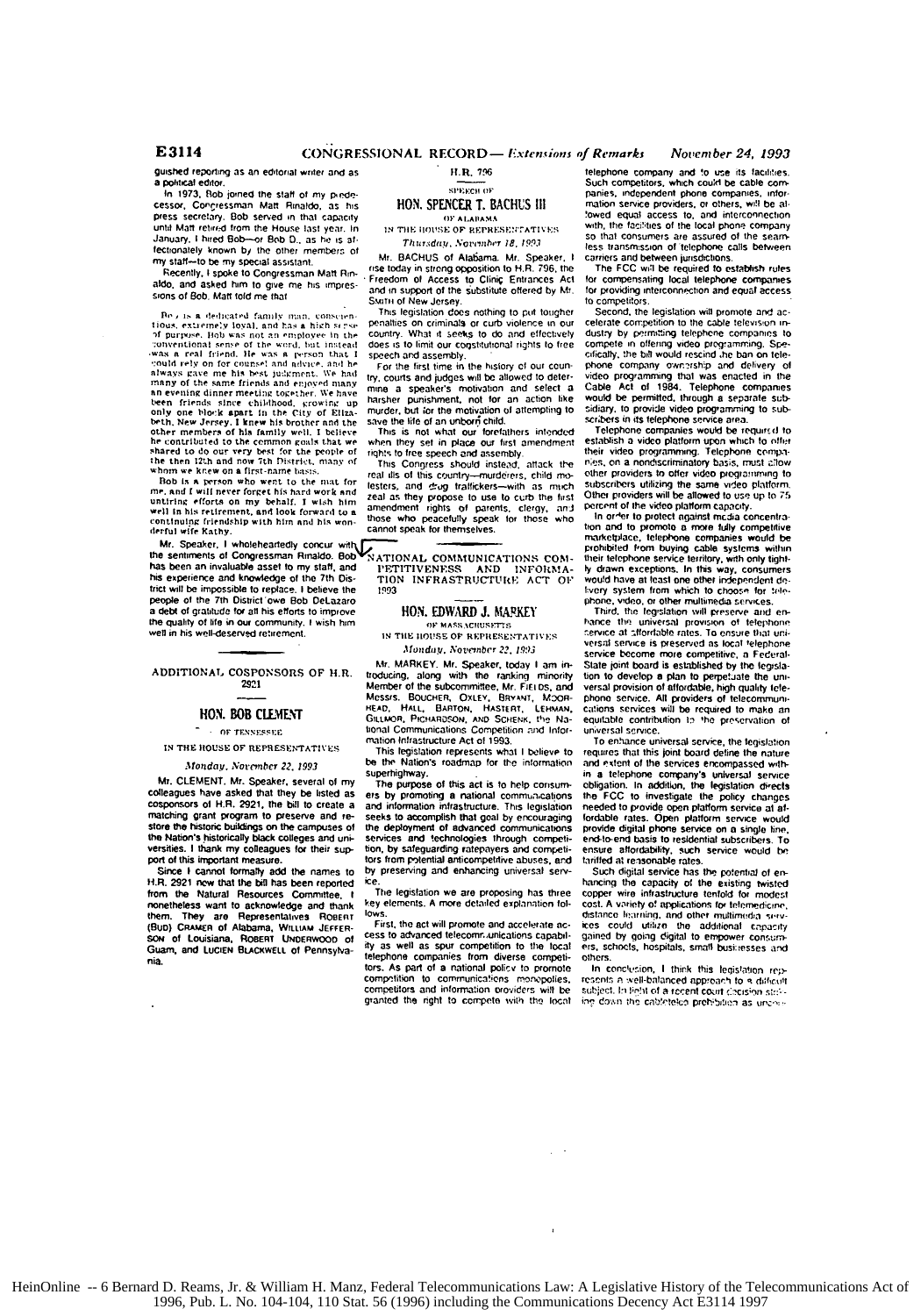guished reporting as an editorial writer and as a political editor.

In 1973, Bob joined the staff of my predecessor, Congressman Matt Rinaldo, as his press secretary. Bob served in that capacity until Matt retired from the House last year. In January, I hired Bob—or Bob D., as he is affectionately known by the other members of my staff—to be my special assistant.

Recently, I spoke to Congressman Matt Rinaldo, and asked him to give me his impressions of Bob. Matt told me that

Bob is a dedicated family man, conscientious, extremely loyal, and has a high sense of purpose. Bob was not an employee in the conventional sense of the word, but instead was a real friend. He was a person that I could rely on for counsel and advice, and he always gave me his best judgment. We had many of the same friends and enjoyed many an evening dinner meeting together. We have been friends since childhood, growing up only one block apart in the City of Elizabeth, New Jersey. I knew his brother and the other members of his family well. I believe he contributed to the common goals that we shared to do our very best for the people of the then 12th and now 7th District, many of whom we knew on a first-name basis.

Bob is a person who went to the mat for me, and I will never forget his hard work and untiring efforts on my behalf. I wish him well in his retirement, and look forward to a continuing friendship with him and his wonderful wife Kathy.

Mr. Speaker, I wholeheartedly concur with the sentiments of Congressman Rinaldo. Bob has been an invaluable asset to my staff, and his experience and knowledge of the 7th District will be impossible to replace. I believe the people of the 7th District owe Bob DeLazaro a debt of gratitude for all his efforts to improve the quality of life in our community. I wish him well in his well-deserved retirement.

## ADDITIONAL COSPONSORS OF H.R. 2921

### HON. BOB CLEMENT

OF TENNESSEE

IN THE HOUSE OF REPRESENTATIVES

*Monday, November 22, 1993*

Mr. CLEMENT. Mr. Speaker, several of my colleagues have asked that they be listed as cosponsors of H.R. 2921, the bill to create a matching grant program to preserve and restore the historic buildings on the campuses of the Nation's historically black colleges and universities. I thank my colleagues for their support of this important measure.

Since I cannot formally add the names to H.R. 2921 now that the bill has been reported from the Natural Resources Committee, I nonetheless want to acknowledge and thank them. They are Representatives ROBERT (BUD) CRAMER of Alabama, WILLIAM JEFFERSON of Louisiana, ROBERT UNDERWOOD of Guam, and LUCIEN BLACKWELL of Pennsylvania.

## H.R. 796

SPEECH OF

### HON. SPENCER T. BACHUS III

OF ALABAMA

IN THE HOUSE OF REPRESENTATIVES

*Thursday, November 18, 1993*

Mr. BACHUS of Alabama. Mr. Speaker, I rise today in strong opposition to H.R. 796, the Freedom of Access to Clinic Entrances Act and in support of the substitute offered by Mr. SMITH of New Jersey.

This legislation does nothing to put tougher penalties on criminals or curb violence in our country. What it seeks to do and effectively does is to limit our cogstitutional rights to free speech and assembly.

For the first time in the history of our country, courts and judges will be allowed to determine a speaker's motivation and select a harsher punishment, not for an action like murder, but for the motivation of attempting to save the life of an unborn child.

This is not what our forefathers intended when they set in place our first amendment rights to free speech and assembly.

This Congress should instead, attack the real ills of this country—murderers, child molesters, and drug traffickers—with as much zeal as they propose to use to curb the first amendment rights of parents, clergy, and those who peacefully speak for those who cannot speak for themselves.

## NATIONAL COMMUNICATIONS COMPETITIVENESS AND INFORMATION INFRASTRUCTURE ACT OF 1993

### HON. EDWARD J. MARKEY

OF MASSACHUSETTS

IN THE HOUSE OF REPRESENTATIVES

*Monday, November 22, 1993*

Mr. MARKEY. Mr. Speaker, today I am introducing, along with the ranking minority Member of the subcommittee, Mr. FIELDS, and Messrs. BOUCHER, OXLEY, BRYANT, MOORHEAD, HALL, BARTON, HASTERT, LEHMAN, GILLMOR, RICHARDSON, AND SCHENK, the National Communications Competition and Information Infrastructure Act of 1993.

This legislation represents what I believe to be the Nation's roadmap for the information superhighway.

The purpose of this act is to help consumers by promoting a national communications and information infrastructure. This legislation seeks to accomplish that goal by encouraging the deployment of advanced communications services and technologies through competition, by safeguarding ratepayers and competitors from potential anticompetitive abuses, and by preserving and enhancing universal service.

The legislation we are proposing has three key elements. A more detailed explanation follows.

First, the act will promote and accelerate access to advanced telecommunications capability as well as spur competition to the local telephone companies from diverse competitors. As part of a national policy to promote competition to communications monopolies, competitors and information providers will be granted the right to compete with the local telephone company and to use its facilities. Such competitors, which could be cable companies, independent phone companies, information service providers, or others, will be allowed equal access to, and interconnection with, the facilities of the local phone company so that consumers are assured of the seamless transmission of telephone calls between carriers and between jurisdictions.

The FCC will be required to establish rules for compensating local telephone companies for providing interconnection and equal access to competitors.

Second, the legislation will promote and accelerate competition to the cable television industry by permitting telephone companies to compete in offering video programming. Specifically, the bill would rescind the ban on telephone company ownership and delivery of video programming that was enacted in the Cable Act of 1984. Telephone companies would be permitted, through a separate subsidiary, to provide video programming to subscribers in its telephone service area.

Telephone companies would be required to establish a video platform upon which to offer their video programming. Telephone companies, on a nondiscriminatory basis, must allow other providers to offer video programming to subscribers utilizing the same video platform. Other providers will be allowed to use up to 75 percent of the video platform capacity.

In order to protect against media concentration and to promote a more fully competitive marketplace, telephone companies would be prohibited from buying cable systems within their telephone service territory, with only tightly drawn exceptions. In this way, consumers would have at least one other independent delivery system from which to choose for telephone, video, or other multimedia services.

Third, the legislation will preserve and enhance the universal provision of telephone service at affordable rates. To ensure that universal service is preserved as local telephone service become more competitive, a Federal-State joint board is established by the legislation to develop a plan to perpetuate the universal provision of affordable, high quality telephone service. All providers of telecommunications services will be required to make an equitable contribution to the preservation of universal service.

To enhance universal service, the legislation requires that this joint board define the nature and extent of the services encompassed within a telephone company's universal service obligation. In addition, the legislation directs the FCC to investigate the policy changes needed to provide open platform service at affordable rates. Open platform service would provide digital phone service on a single line, end-to-end basis to residential subscribers. To ensure affordability, such service would be tariffed at reasonable rates.

Such digital service has the potential of enhancing the capacity of the existing twisted copper wire infrastructure tenfold for modest cost. A variety of applications for telemedicine, distance learning, and other multimedia services could utilize the additional capacity gained by going digital to empower consumers, schools, hospitals, small businesses and others.

In conclusion, I think this legislation represents a well-balanced approach to a difficult subject. In light of a recent court decision striking down the cable/telco prohibition as uncon-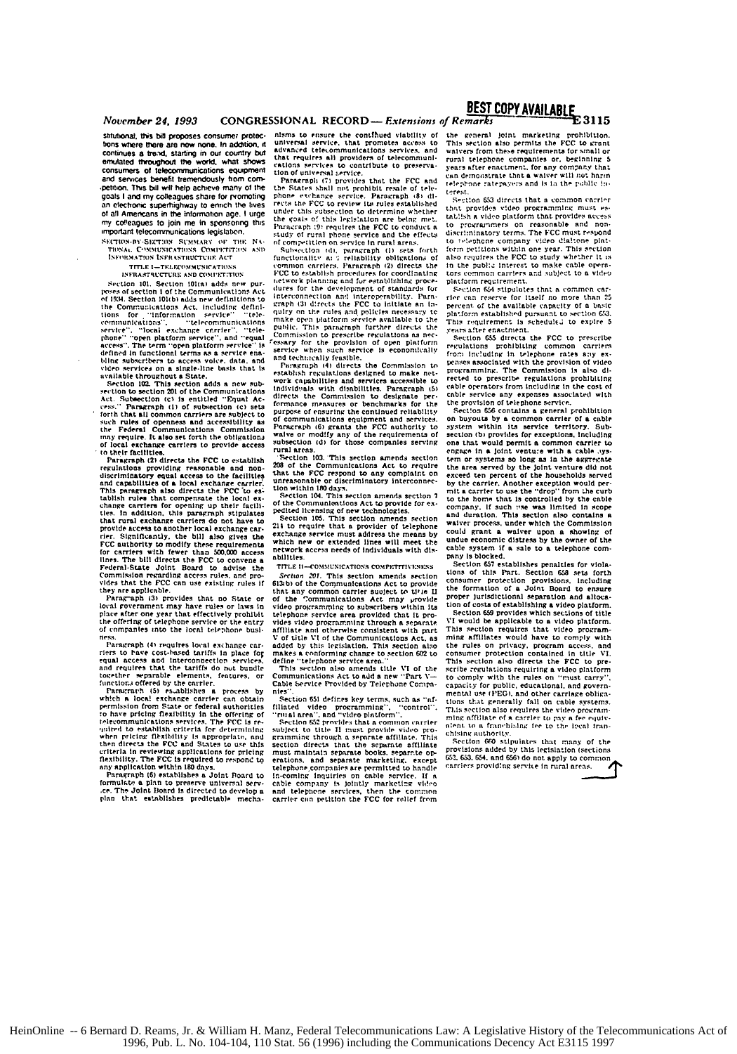stitutional, this bill proposes consumer protections where there are now none. In addition, it continues a trend, starting in our country but emulated throughout the world, what shows consumers of telecommunications equipment and services benefit tremendously from competition. This bill will help achieve many of the goals I and my colleagues share for promoting an electronic superhighway to enrich the lives of all Americans in the information age. I urge my colleagues to join me in sponsoring this important telecommunications legislation.

SECTION-BY-SECTION SUMMARY OF THE NATIONAL COMMUNICATIONS COMPETITION AND INFORMATION INFRASTRUCTURE ACT

TITLE I—TELECOMMUNICATIONS INFRASTRUCTURE AND COMPETITION

Section 101. Section 101(a) adds new purposes of section 1 of the Communications Act of 1934. Section 101(b) adds new definitions to the Communications Act, including definitions for "information service", "telecommunications", "telecommunications service", "local exchange carrier", "telephone" "open platform service", and "equal access". The term "open platform service" is defined in functional terms as a service enabling subscribers to access voice, data, and video services on a single-line basis that is available throughout a State.

Section 102. This section adds a new subsection to section 201 of the Communications Act. Subsection (c) is entitled "Equal Access." Paragraph (1) of subsection (c) sets forth that all common carriers are subject to such rules of openness and accessibility as the Federal Communications Commission may require. It also set forth the obligations of local exchange carriers to provide access to their facilities.

Paragraph (2) directs the FCC to establish regulations providing reasonable and nondiscriminatory equal access to the facilities and capabilities of a local exchange carrier. This paragraph also directs the FCC to establish rules that compensate the local exchange carriers for opening up their facilities. In addition, this paragraph stipulates that rural exchange carriers do not have to provide access to another local exchange carrier. Significantly, the bill also gives the FCC authority to modify these requirements for carriers with fewer than 500,000 access lines. The bill directs the FCC to convene a Federal-State Joint Board to advise the Commission regarding access rules, and provides that the FCC can use existing rules if they are applicable.

Paragraph (3) provides that no State or local government may have rules or laws in place after one year that effectively prohibit the offering of telephone service or the entry of companies into the local telephone business.

Paragraph (4) requires local exchange carriers to have cost-based tariffs in place for equal access and interconnection services, and requires that the tariffs do not bundle together separable elements, features, or functions offered by the carrier.

Paragraph (5) establishes a process by which a local exchange carrier can obtain permission from State or federal authorities to have pricing flexibility in the offering of telecommunications services. The FCC is required to establish criteria for determining when pricing flexibility is appropriate, and then directs the FCC and States to use this criteria in reviewing applications for pricing flexibility. The FCC is required to respond to any application within 180 days.

Paragraph (6) establishes a Joint Board to formulate a plan to preserve universal service. The Joint Board is directed to develop a plan that establishes predictable mechanisms to ensure the continued viability of universal service, that promotes access to advanced telecommunications services, and that requires all providers of telecommunications services to contribute to preservation of universal service.

Paragraph (7) provides that the FCC and the States shall not prohibit resale of telephone exchange service. Paragraph (8) directs the FCC to review its rules established under this subsection to determine whether the goals of this legislation are being met. Paragraph (9) requires the FCC to conduct a study of rural phone service and the effects of competition on service in rural areas.

Subsection (d), paragraph (1) sets forth functionality and reliability obligations of common carriers. Paragraph (2) directs the FCC to establish procedures for coordinating network planning and for establishing procedures for the development of standards for interconnection and interoperability. Paragraph (3) directs the FCC to initiate an inquiry on the rules and policies necessary to make open platform service available to the public. This paragraph further directs the Commission to prescribe regulations as necessary for the provision of open platform service when such service is economically and technically feasible.

Paragraph (4) directs the Commission to establish regulations designed to make network capabilities and services accessible to individuals with disabilities. Paragraph (5) directs the Commission to designate performance measures or benchmarks for the purpose of ensuring the continued reliability of communications equipment and services. Paragraph (6) grants the FCC authority to waive or modify any of the requirements of subsection (d) for those companies serving rural areas.

Section 103. This section amends section 208 of the Communications Act to require that the FCC respond to any complaint on unreasonable or discriminatory interconnection within 180 days.

Section 104. This section amends section 7 of the Communications Act to provide for expedited licensing of new technologies.

Section 105. This section amends section 214 to require that a provider of telephone exchange service must address the means by which new or extended lines will meet the network access needs of individuals with disabilities.

TITLE II—COMMUNICATIONS COMPETITIVENESS

*Section 201.* This section amends section 613(b) of the Communications Act to provide that any common carrier subject to title II of the Communications Act may provide video programming to subscribers within its telephone service area provided that it provides video programming through a separate affiliate and otherwise consistent with part V of title VI of the Communications Act, as added by this legislation. This section also makes a conforming change to section 602 to define "telephone service area."

This section also amends title VI of the Communications Act to add a new "Part V—Cable Service Provided by Telephone Companies".

Section 651 defines key terms, such as "affiliated video programming", "control", "rural area", and "video platform".

Section 652 provides that a common carrier subject to title II must provide video programming through a separate affiliate. This section directs that the separate affiliate must maintain separate books, separate operations, and separate marketing, except telephone companies are permitted to handle in-coming inquiries on cable service. If a cable company is jointly marketing video and telephone services, then the common carrier can petition the FCC for relief from the general joint marketing prohibition. This section also permits the FCC to grant waivers from these requirements for small or rural telephone companies or, beginning 5 years after enactment, for any company that can demonstrate that a waiver will not harm telephone ratepayers and is in the public interest.

Section 653 directs that a common carrier that provides video programming must establish a video platform that provides access to programmers on reasonable and nondiscriminatory terms. The FCC must respond to telephone company video dialtone platform petitions within one year. This section also requires the FCC to study whether it is in the public interest to make cable operators common carriers and subject to a video platform requirement.

Section 654 stipulates that a common carrier can reserve for itself no more than 25 percent of the available capacity of a basic platform established pursuant to section 653. This requirement is scheduled to expire 5 years after enactment.

Section 655 directs the FCC to prescribe regulations prohibiting common carriers from including in telephone rates any expenses associated with the provision of video programming. The Commission is also directed to prescribe regulations prohibiting cable operators from including in the cost of cable service any expenses associated with the provision of telephone service.

Section 656 contains a general prohibition on buyouts by a common carrier of a cable system within its service territory. Subsection (b) provides for exceptions, including one that would permit a common carrier to engage in a joint venture with a cable system or systems so long as in the aggregate the area served by the joint venture did not exceed ten percent of the households served by the carrier. Another exception would permit a carrier to use the "drop" from the curb to the home that is controlled by the cable company, if such use was limited in scope and duration. This section also contains a waiver process, under which the Commission could grant a waiver upon a showing of undue economic distress by the owner of the cable system if a sale to a telephone company is blocked.

Section 657 establishes penalties for violations of this Part. Section 658 sets forth consumer protection provisions, including the formation of a Joint Board to ensure proper jurisdictional separation and allocation of costs of establishing a video platform.

Section 659 provides which sections of title VI would be applicable to a video platform. This section requires that video programming affiliates would have to comply with the rules on privacy, program access, and consumer protection contained in title VI. This section also directs the FCC to prescribe regulations requiring a video platform to comply with the rules on "must carry", capacity for public, educational, and governmental use (PEG), and other carriage obligations that generally fall on cable systems. This section also requires the video programming affiliate of a carrier to pay a fee equivalent to a franchising fee to the local franchising authority.

Section 660 stipulates that many of the provisions added by this legislation (sections 652, 653, 654, and 656) do not apply to common carriers providing service in rural areas.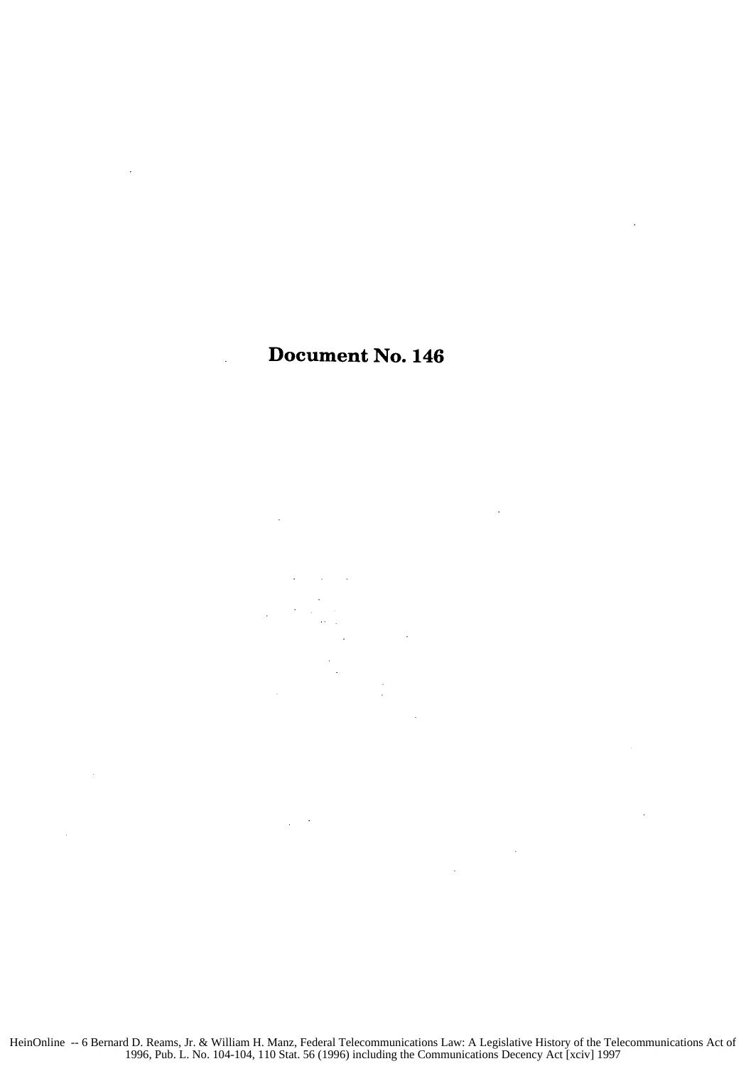# Document No. 146